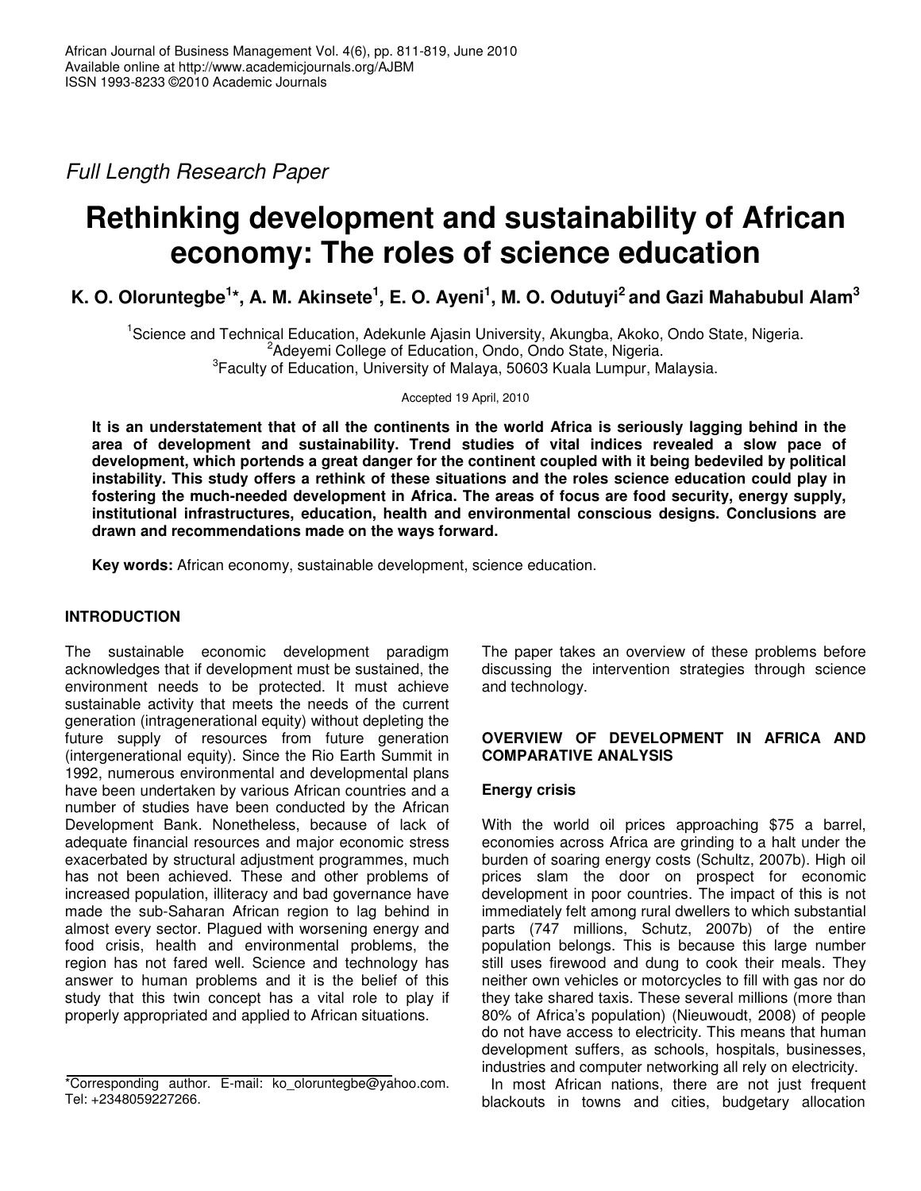*Full Length Research Paper*

# Rethinking development and sustainability of African economy: The roles of science education

**K. O. Oloruntegbe[1]*, A. M. Akinsete[1], E. O. Ayeni[1], M. O. Odutuyi[2] and Gazi Mahabubul Alam[3]**

[1]Science and Technical Education, Adekunle Ajasin University, Akungba, Akoko, Ondo State, Nigeria.
[2]Adeyemi College of Education, Ondo, Ondo State, Nigeria.
[3]Faculty of Education, University of Malaya, 50603 Kuala Lumpur, Malaysia.

Accepted 19 April, 2010

**It is an understatement that of all the continents in the world Africa is seriously lagging behind in the area of development and sustainability. Trend studies of vital indices revealed a slow pace of development, which portends a great danger for the continent coupled with it being bedeviled by political instability. This study offers a rethink of these situations and the roles science education could play in fostering the much-needed development in Africa. The areas of focus are food security, energy supply, institutional infrastructures, education, health and environmental conscious designs. Conclusions are drawn and recommendations made on the ways forward.**

**Key words:** African economy, sustainable development, science education.

## INTRODUCTION

The sustainable economic development paradigm acknowledges that if development must be sustained, the environment needs to be protected. It must achieve sustainable activity that meets the needs of the current generation (intragenerational equity) without depleting the future supply of resources from future generation (intergenerational equity). Since the Rio Earth Summit in 1992, numerous environmental and developmental plans have been undertaken by various African countries and a number of studies have been conducted by the African Development Bank. Nonetheless, because of lack of adequate financial resources and major economic stress exacerbated by structural adjustment programmes, much has not been achieved. These and other problems of increased population, illiteracy and bad governance have made the sub-Saharan African region to lag behind in almost every sector. Plagued with worsening energy and food crisis, health and environmental problems, the region has not fared well. Science and technology has answer to human problems and it is the belief of this study that this twin concept has a vital role to play if properly appropriated and applied to African situations.

The paper takes an overview of these problems before discussing the intervention strategies through science and technology.

## OVERVIEW OF DEVELOPMENT IN AFRICA AND COMPARATIVE ANALYSIS

### Energy crisis

With the world oil prices approaching $75 a barrel, economies across Africa are grinding to a halt under the burden of soaring energy costs (Schultz, 2007b). High oil prices slam the door on prospect for economic development in poor countries. The impact of this is not immediately felt among rural dwellers to which substantial parts (747 millions, Schutz, 2007b) of the entire population belongs. This is because this large number still uses firewood and dung to cook their meals. They neither own vehicles or motorcycles to fill with gas nor do they take shared taxis. These several millions (more than 80% of Africa's population) (Nieuwoudt, 2008) of people do not have access to electricity. This means that human development suffers, as schools, hospitals, businesses, industries and computer networking all rely on electricity.

In most African nations, there are not just frequent blackouts in towns and cities, budgetary allocation

*Corresponding author. E-mail: ko_oloruntegbe@yahoo.com. Tel: +2348059227266.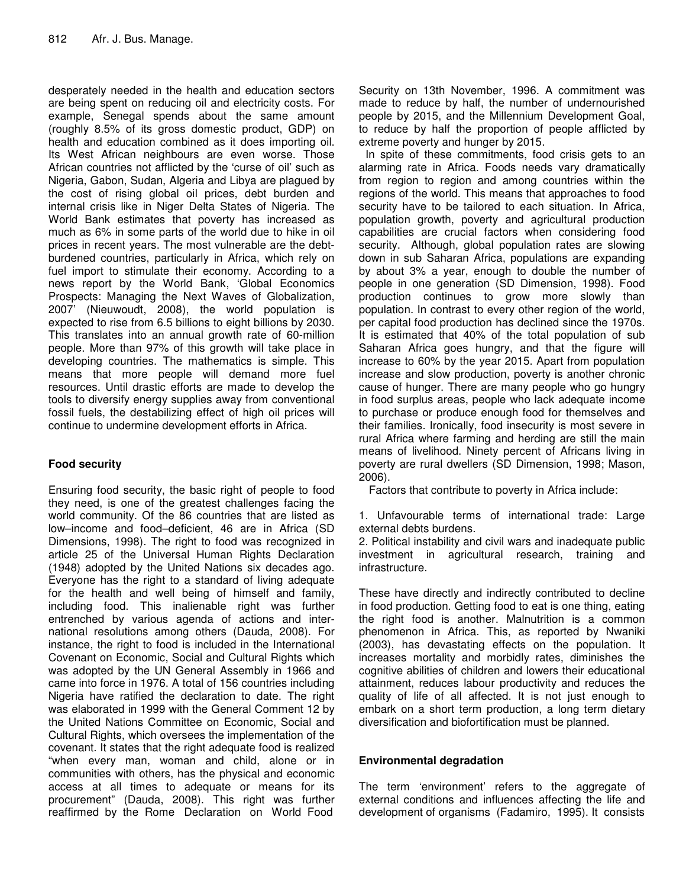desperately needed in the health and education sectors are being spent on reducing oil and electricity costs. For example, Senegal spends about the same amount (roughly 8.5% of its gross domestic product, GDP) on health and education combined as it does importing oil. Its West African neighbours are even worse. Those African countries not afflicted by the 'curse of oil' such as Nigeria, Gabon, Sudan, Algeria and Libya are plagued by the cost of rising global oil prices, debt burden and internal crisis like in Niger Delta States of Nigeria. The World Bank estimates that poverty has increased as much as 6% in some parts of the world due to hike in oil prices in recent years. The most vulnerable are the debt-burdened countries, particularly in Africa, which rely on fuel import to stimulate their economy. According to a news report by the World Bank, 'Global Economics Prospects: Managing the Next Waves of Globalization, 2007' (Nieuwoudt, 2008), the world population is expected to rise from 6.5 billions to eight billions by 2030. This translates into an annual growth rate of 60-million people. More than 97% of this growth will take place in developing countries. The mathematics is simple. This means that more people will demand more fuel resources. Until drastic efforts are made to develop the tools to diversify energy supplies away from conventional fossil fuels, the destabilizing effect of high oil prices will continue to undermine development efforts in Africa.

## Food security

Ensuring food security, the basic right of people to food they need, is one of the greatest challenges facing the world community. Of the 86 countries that are listed as low–income and food–deficient, 46 are in Africa (SD Dimensions, 1998). The right to food was recognized in article 25 of the Universal Human Rights Declaration (1948) adopted by the United Nations six decades ago. Everyone has the right to a standard of living adequate for the health and well being of himself and family, including food. This inalienable right was further entrenched by various agenda of actions and international resolutions among others (Dauda, 2008). For instance, the right to food is included in the International Covenant on Economic, Social and Cultural Rights which was adopted by the UN General Assembly in 1966 and came into force in 1976. A total of 156 countries including Nigeria have ratified the declaration to date. The right was elaborated in 1999 with the General Comment 12 by the United Nations Committee on Economic, Social and Cultural Rights, which oversees the implementation of the covenant. It states that the right adequate food is realized "when every man, woman and child, alone or in communities with others, has the physical and economic access at all times to adequate or means for its procurement" (Dauda, 2008). This right was further reaffirmed by the Rome Declaration on World Food Security on 13th November, 1996. A commitment was made to reduce by half, the number of undernourished people by 2015, and the Millennium Development Goal, to reduce by half the proportion of people afflicted by extreme poverty and hunger by 2015.

In spite of these commitments, food crisis gets to an alarming rate in Africa. Foods needs vary dramatically from region to region and among countries within the regions of the world. This means that approaches to food security have to be tailored to each situation. In Africa, population growth, poverty and agricultural production capabilities are crucial factors when considering food security. Although, global population rates are slowing down in sub Saharan Africa, populations are expanding by about 3% a year, enough to double the number of people in one generation (SD Dimension, 1998). Food production continues to grow more slowly than population. In contrast to every other region of the world, per capital food production has declined since the 1970s. It is estimated that 40% of the total population of sub Saharan Africa goes hungry, and that the figure will increase to 60% by the year 2015. Apart from population increase and slow production, poverty is another chronic cause of hunger. There are many people who go hungry in food surplus areas, people who lack adequate income to purchase or produce enough food for themselves and their families. Ironically, food insecurity is most severe in rural Africa where farming and herding are still the main means of livelihood. Ninety percent of Africans living in poverty are rural dwellers (SD Dimension, 1998; Mason, 2006).

Factors that contribute to poverty in Africa include:

1. Unfavourable terms of international trade: Large external debts burdens.
2. Political instability and civil wars and inadequate public investment in agricultural research, training and infrastructure.

These have directly and indirectly contributed to decline in food production. Getting food to eat is one thing, eating the right food is another. Malnutrition is a common phenomenon in Africa. This, as reported by Nwaniki (2003), has devastating effects on the population. It increases mortality and morbidly rates, diminishes the cognitive abilities of children and lowers their educational attainment, reduces labour productivity and reduces the quality of life of all affected. It is not just enough to embark on a short term production, a long term dietary diversification and biofortification must be planned.

## Environmental degradation

The term 'environment' refers to the aggregate of external conditions and influences affecting the life and development of organisms (Fadamiro, 1995). It consists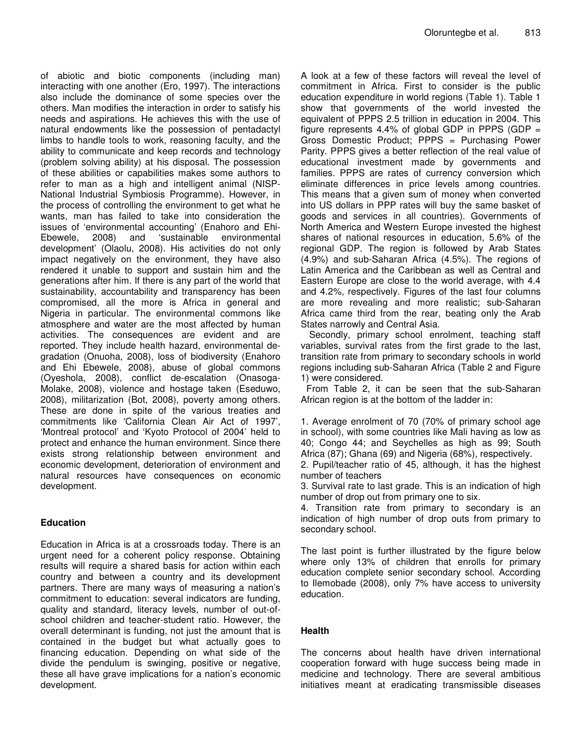of abiotic and biotic components (including man) interacting with one another (Ero, 1997). The interactions also include the dominance of some species over the others. Man modifies the interaction in order to satisfy his needs and aspirations. He achieves this with the use of natural endowments like the possession of pentadactyl limbs to handle tools to work, reasoning faculty, and the ability to communicate and keep records and technology (problem solving ability) at his disposal. The possession of these abilities or capabilities makes some authors to refer to man as a high and intelligent animal (NISP-National Industrial Symbiosis Programme). However, in the process of controlling the environment to get what he wants, man has failed to take into consideration the issues of 'environmental accounting' (Enahoro and Ehi-Ebewele, 2008) and 'sustainable environmental development' (Olaolu, 2008). His activities do not only impact negatively on the environment, they have also rendered it unable to support and sustain him and the generations after him. If there is any part of the world that sustainability, accountability and transparency has been compromised, all the more is Africa in general and Nigeria in particular. The environmental commons like atmosphere and water are the most affected by human activities. The consequences are evident and are reported. They include health hazard, environmental degradation (Onuoha, 2008), loss of biodiversity (Enahoro and Ehi Ebewele, 2008), abuse of global commons (Oyeshola, 2008), conflict de-escalation (Onasoga-Molake, 2008), violence and hostage taken (Eseduwo, 2008), militarization (Bot, 2008), poverty among others. These are done in spite of the various treaties and commitments like 'California Clean Air Act of 1997', 'Montreal protocol' and 'Kyoto Protocol of 2004' held to protect and enhance the human environment. Since there exists strong relationship between environment and economic development, deterioration of environment and natural resources have consequences on economic development.

## Education

Education in Africa is at a crossroads today. There is an urgent need for a coherent policy response. Obtaining results will require a shared basis for action within each country and between a country and its development partners. There are many ways of measuring a nation's commitment to education: several indicators are funding, quality and standard, literacy levels, number of out-of-school children and teacher-student ratio. However, the overall determinant is funding, not just the amount that is contained in the budget but what actually goes to financing education. Depending on what side of the divide the pendulum is swinging, positive or negative, these all have grave implications for a nation's economic development.

A look at a few of these factors will reveal the level of commitment in Africa. First to consider is the public education expenditure in world regions (Table 1). Table 1 show that governments of the world invested the equivalent of PPPS 2.5 trillion in education in 2004. This figure represents 4.4% of global GDP in PPPS (GDP = Gross Domestic Product; PPPS = Purchasing Power Parity. PPPS gives a better reflection of the real value of educational investment made by governments and families. PPPS are rates of currency conversion which eliminate differences in price levels among countries. This means that a given sum of money when converted into US dollars in PPP rates will buy the same basket of goods and services in all countries). Governments of North America and Western Europe invested the highest shares of national resources in education, 5.6% of the regional GDP. The region is followed by Arab States (4.9%) and sub-Saharan Africa (4.5%). The regions of Latin America and the Caribbean as well as Central and Eastern Europe are close to the world average, with 4.4 and 4.2%, respectively. Figures of the last four columns are more revealing and more realistic; sub-Saharan Africa came third from the rear, beating only the Arab States narrowly and Central Asia.

Secondly, primary school enrolment, teaching staff variables, survival rates from the first grade to the last, transition rate from primary to secondary schools in world regions including sub-Saharan Africa (Table 2 and Figure 1) were considered.

From Table 2, it can be seen that the sub-Saharan African region is at the bottom of the ladder in:

1. Average enrolment of 70 (70% of primary school age in school), with some countries like Mali having as low as 40; Congo 44; and Seychelles as high as 99; South Africa (87); Ghana (69) and Nigeria (68%), respectively.
2. Pupil/teacher ratio of 45, although, it has the highest number of teachers
3. Survival rate to last grade. This is an indication of high number of drop out from primary one to six.
4. Transition rate from primary to secondary is an indication of high number of drop outs from primary to secondary school.

The last point is further illustrated by the figure below where only 13% of children that enrolls for primary education complete senior secondary school. According to Ilemobade (2008), only 7% have access to university education.

## Health

The concerns about health have driven international cooperation forward with huge success being made in medicine and technology. There are several ambitious initiatives meant at eradicating transmissible diseases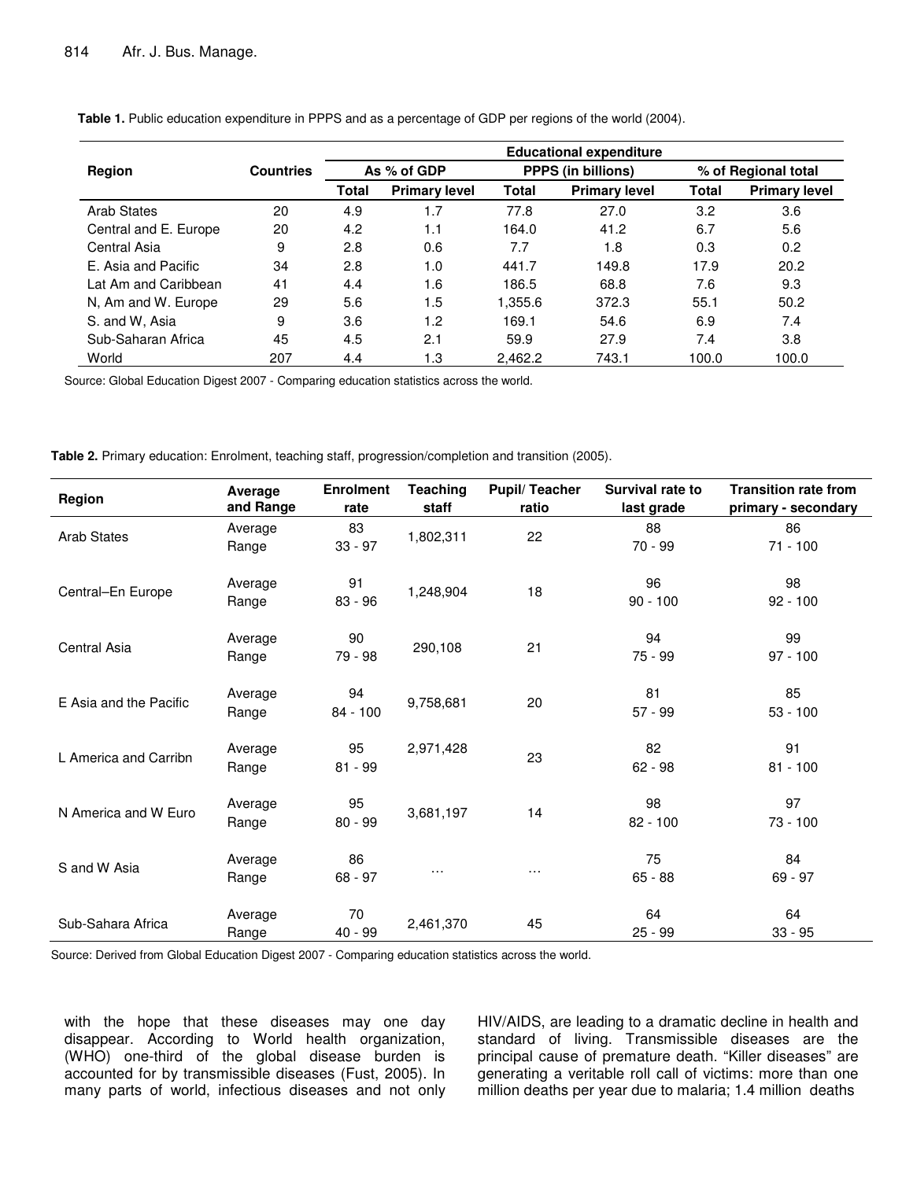**Table 1.** Public education expenditure in PPPS and as a percentage of GDP per regions of the world (2004).

| Region | Countries | Educational expenditure | | | | | |
|---|---|---|---|---|---|---|---|
| | | As % of GDP | | PPPS (in billions) | | % of Regional total | |
| | | Total | Primary level | Total | Primary level | Total | Primary level |
| Arab States | 20 | 4.9 | 1.7 | 77.8 | 27.0 | 3.2 | 3.6 |
| Central and E. Europe | 20 | 4.2 | 1.1 | 164.0 | 41.2 | 6.7 | 5.6 |
| Central Asia | 9 | 2.8 | 0.6 | 7.7 | 1.8 | 0.3 | 0.2 |
| E. Asia and Pacific | 34 | 2.8 | 1.0 | 441.7 | 149.8 | 17.9 | 20.2 |
| Lat Am and Caribbean | 41 | 4.4 | 1.6 | 186.5 | 68.8 | 7.6 | 9.3 |
| N, Am and W. Europe | 29 | 5.6 | 1.5 | 1,355.6 | 372.3 | 55.1 | 50.2 |
| S. and W, Asia | 9 | 3.6 | 1.2 | 169.1 | 54.6 | 6.9 | 7.4 |
| Sub-Saharan Africa | 45 | 4.5 | 2.1 | 59.9 | 27.9 | 7.4 | 3.8 |
| World | 207 | 4.4 | 1.3 | 2,462.2 | 743.1 | 100.0 | 100.0 |

Source: Global Education Digest 2007 - Comparing education statistics across the world.

**Table 2.** Primary education: Enrolment, teaching staff, progression/completion and transition (2005).

| Region | Average and Range | Enrolment rate | Teaching staff | Pupil/ Teacher ratio | Survival rate to last grade | Transition rate from primary - secondary |
|---|---|---|---|---|---|---|
| Arab States | Average | 83 | 1,802,311 | 22 | 88 | 86 |
| | Range | 33 - 97 | | | 70 - 99 | 71 - 100 |
| Central–En Europe | Average | 91 | 1,248,904 | 18 | 96 | 98 |
| | Range | 83 - 96 | | | 90 - 100 | 92 - 100 |
| Central Asia | Average | 90 | 290,108 | 21 | 94 | 99 |
| | Range | 79 - 98 | | | 75 - 99 | 97 - 100 |
| E Asia and the Pacific | Average | 94 | 9,758,681 | 20 | 81 | 85 |
| | Range | 84 - 100 | | | 57 - 99 | 53 - 100 |
| L America and Carribn | Average | 95 | 2,971,428 | 23 | 82 | 91 |
| | Range | 81 - 99 | | | 62 - 98 | 81 - 100 |
| N America and W Euro | Average | 95 | 3,681,197 | 14 | 98 | 97 |
| | Range | 80 - 99 | | | 82 - 100 | 73 - 100 |
| S and W Asia | Average | 86 | … | … | 75 | 84 |
| | Range | 68 - 97 | | | 65 - 88 | 69 - 97 |
| Sub-Sahara Africa | Average | 70 | 2,461,370 | 45 | 64 | 64 |
| | Range | 40 - 99 | | | 25 - 99 | 33 - 95 |

Source: Derived from Global Education Digest 2007 - Comparing education statistics across the world.

with the hope that these diseases may one day disappear. According to World health organization, (WHO) one-third of the global disease burden is accounted for by transmissible diseases (Fust, 2005). In many parts of world, infectious diseases and not only HIV/AIDS, are leading to a dramatic decline in health and standard of living. Transmissible diseases are the principal cause of premature death. "Killer diseases" are generating a veritable roll call of victims: more than one million deaths per year due to malaria; 1.4 million deaths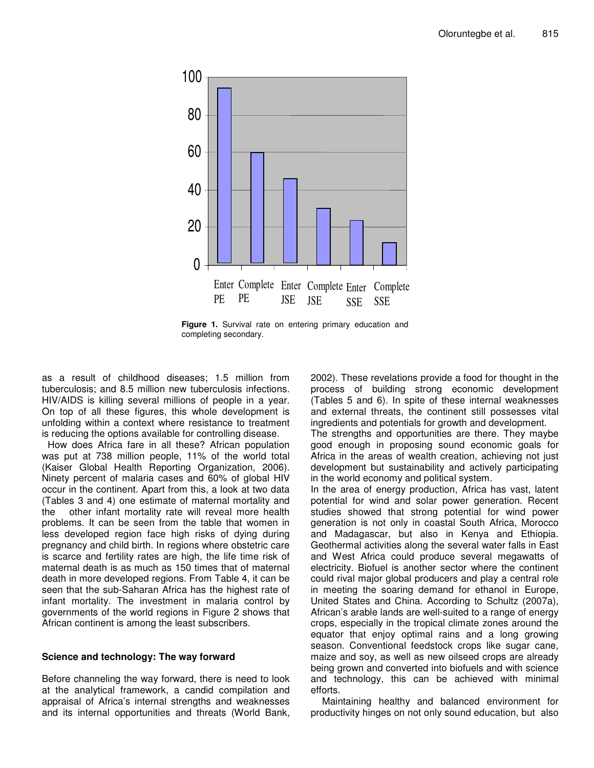Figure 1. Survival rate on entering primary education and completing secondary.

as a result of childhood diseases; 1.5 million from tuberculosis; and 8.5 million new tuberculosis infections. HIV/AIDS is killing several millions of people in a year. On top of all these figures, this whole development is unfolding within a context where resistance to treatment is reducing the options available for controlling disease.

How does Africa fare in all these? African population was put at 738 million people, 11% of the world total (Kaiser Global Health Reporting Organization, 2006). Ninety percent of malaria cases and 60% of global HIV occur in the continent. Apart from this, a look at two data (Tables 3 and 4) one estimate of maternal mortality and the other infant mortality rate will reveal more health problems. It can be seen from the table that women in less developed region face high risks of dying during pregnancy and child birth. In regions where obstetric care is scarce and fertility rates are high, the life time risk of maternal death is as much as 150 times that of maternal death in more developed regions. From Table 4, it can be seen that the sub-Saharan Africa has the highest rate of infant mortality. The investment in malaria control by governments of the world regions in Figure 2 shows that African continent is among the least subscribers.

### Science and technology: The way forward

Before channeling the way forward, there is need to look at the analytical framework, a candid compilation and appraisal of Africa's internal strengths and weaknesses and its internal opportunities and threats (World Bank, 2002). These revelations provide a food for thought in the process of building strong economic development (Tables 5 and 6). In spite of these internal weaknesses and external threats, the continent still possesses vital ingredients and potentials for growth and development.

The strengths and opportunities are there. They maybe good enough in proposing sound economic goals for Africa in the areas of wealth creation, achieving not just development but sustainability and actively participating in the world economy and political system.

In the area of energy production, Africa has vast, latent potential for wind and solar power generation. Recent studies showed that strong potential for wind power generation is not only in coastal South Africa, Morocco and Madagascar, but also in Kenya and Ethiopia. Geothermal activities along the several water falls in East and West Africa could produce several megawatts of electricity. Biofuel is another sector where the continent could rival major global producers and play a central role in meeting the soaring demand for ethanol in Europe, United States and China. According to Schultz (2007a), African's arable lands are well-suited to a range of energy crops, especially in the tropical climate zones around the equator that enjoy optimal rains and a long growing season. Conventional feedstock crops like sugar cane, maize and soy, as well as new oilseed crops are already being grown and converted into biofuels and with science and technology, this can be achieved with minimal efforts.

Maintaining healthy and balanced environment for productivity hinges on not only sound education, but also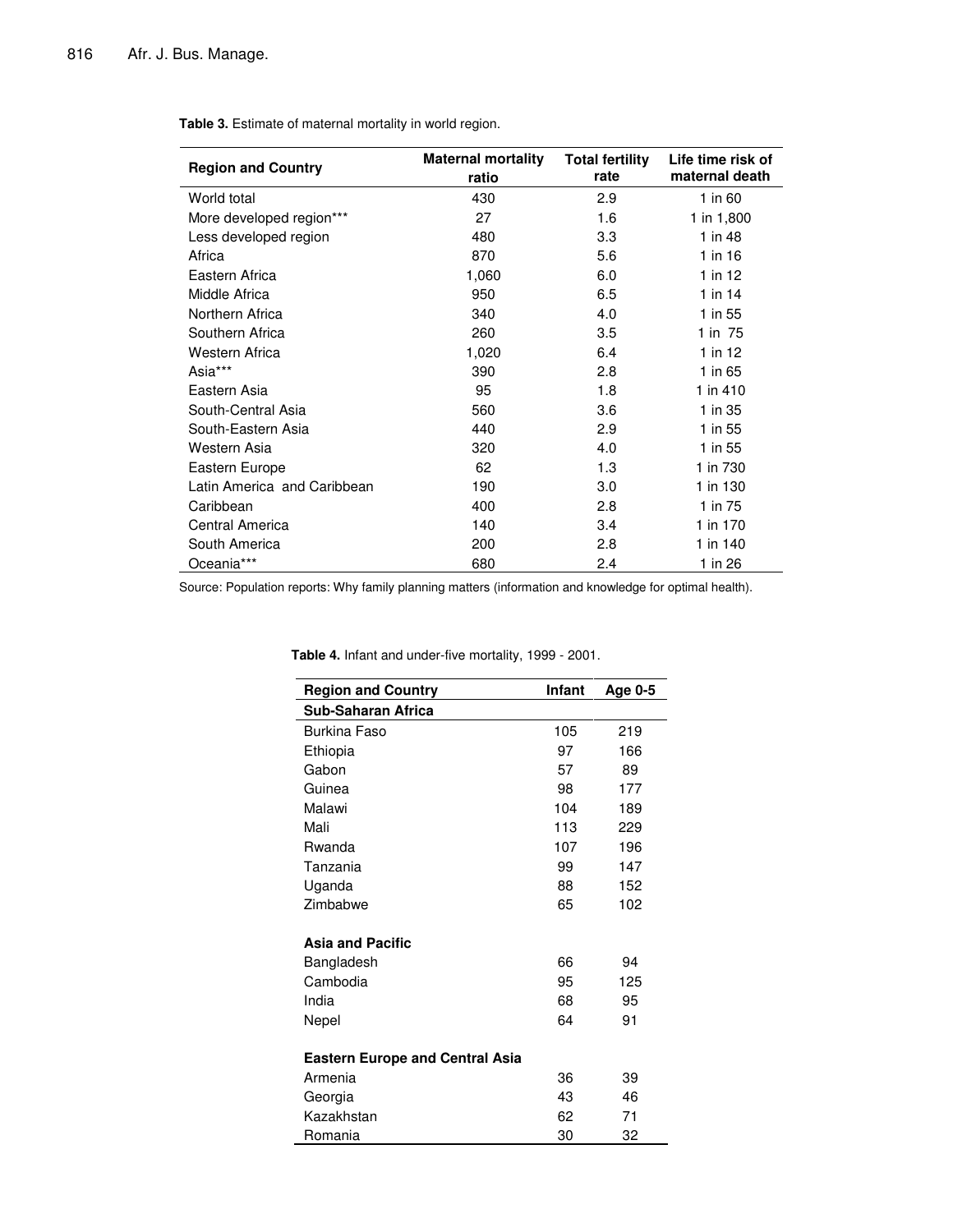**Table 3.** Estimate of maternal mortality in world region.

| Region and Country | Maternal mortality ratio | Total fertility rate | Life time risk of maternal death |
|---|---|---|---|
| World total | 430 | 2.9 | 1 in 60 |
| More developed region*** | 27 | 1.6 | 1 in 1,800 |
| Less developed region | 480 | 3.3 | 1 in 48 |
| Africa | 870 | 5.6 | 1 in 16 |
| Eastern Africa | 1,060 | 6.0 | 1 in 12 |
| Middle Africa | 950 | 6.5 | 1 in 14 |
| Northern Africa | 340 | 4.0 | 1 in 55 |
| Southern Africa | 260 | 3.5 | 1 in 75 |
| Western Africa | 1,020 | 6.4 | 1 in 12 |
| Asia*** | 390 | 2.8 | 1 in 65 |
| Eastern Asia | 95 | 1.8 | 1 in 410 |
| South-Central Asia | 560 | 3.6 | 1 in 35 |
| South-Eastern Asia | 440 | 2.9 | 1 in 55 |
| Western Asia | 320 | 4.0 | 1 in 55 |
| Eastern Europe | 62 | 1.3 | 1 in 730 |
| Latin America and Caribbean | 190 | 3.0 | 1 in 130 |
| Caribbean | 400 | 2.8 | 1 in 75 |
| Central America | 140 | 3.4 | 1 in 170 |
| South America | 200 | 2.8 | 1 in 140 |
| Oceania*** | 680 | 2.4 | 1 in 26 |

Source: Population reports: Why family planning matters (information and knowledge for optimal health).

**Table 4.** Infant and under-five mortality, 1999 - 2001.

| Region and Country | Infant | Age 0-5 |
|---|---|---|
| **Sub-Saharan Africa** | | |
| Burkina Faso | 105 | 219 |
| Ethiopia | 97 | 166 |
| Gabon | 57 | 89 |
| Guinea | 98 | 177 |
| Malawi | 104 | 189 |
| Mali | 113 | 229 |
| Rwanda | 107 | 196 |
| Tanzania | 99 | 147 |
| Uganda | 88 | 152 |
| Zimbabwe | 65 | 102 |
| **Asia and Pacific** | | |
| Bangladesh | 66 | 94 |
| Cambodia | 95 | 125 |
| India | 68 | 95 |
| Nepel | 64 | 91 |
| **Eastern Europe and Central Asia** | | |
| Armenia | 36 | 39 |
| Georgia | 43 | 46 |
| Kazakhstan | 62 | 71 |
| Romania | 30 | 32 |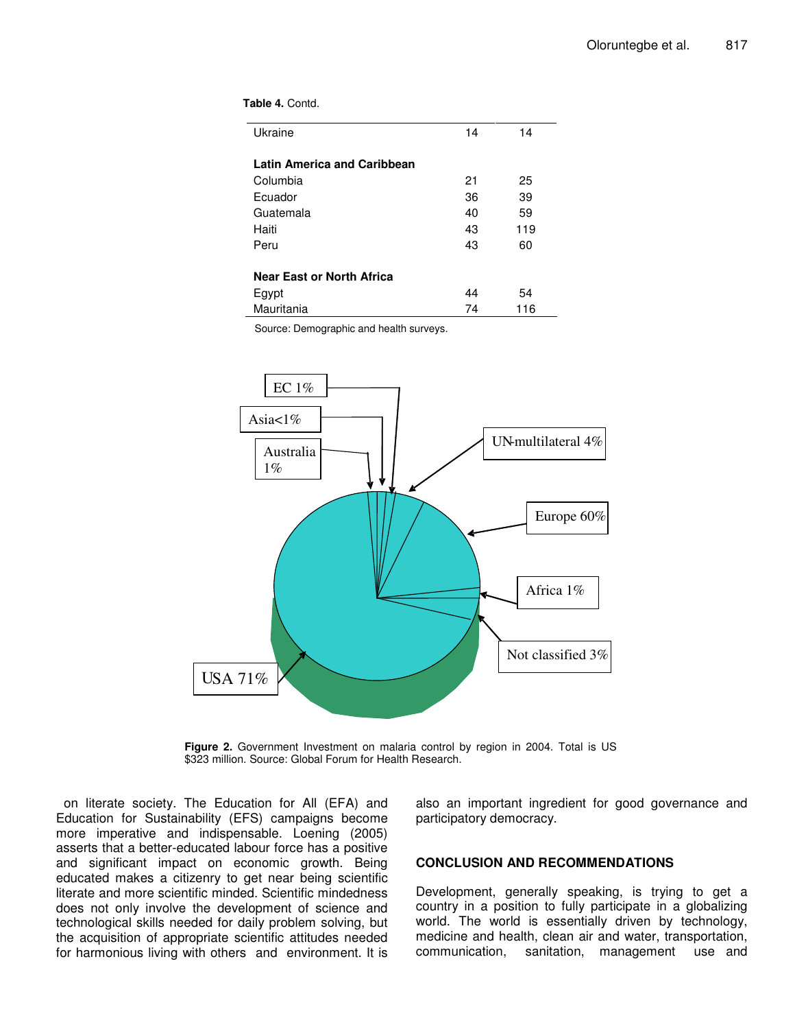**Table 4.** Contd.

| | | |
|---|---|---|
| Ukraine | 14 | 14 |
| **Latin America and Caribbean** | | |
| Columbia | 21 | 25 |
| Ecuador | 36 | 39 |
| Guatemala | 40 | 59 |
| Haiti | 43 | 119 |
| Peru | 43 | 60 |
| **Near East or North Africa** | | |
| Egypt | 44 | 54 |
| Mauritania | 74 | 116 |

Source: Demographic and health surveys.

**Figure 2.** Government Investment on malaria control by region in 2004. Total is US $323 million. Source: Global Forum for Health Research.

on literate society. The Education for All (EFA) and Education for Sustainability (EFS) campaigns become more imperative and indispensable. Loening (2005) asserts that a better-educated labour force has a positive and significant impact on economic growth. Being educated makes a citizenry to get near being scientific literate and more scientific minded. Scientific mindedness does not only involve the development of science and technological skills needed for daily problem solving, but the acquisition of appropriate scientific attitudes needed for harmonious living with others and environment. It is also an important ingredient for good governance and participatory democracy.

## CONCLUSION AND RECOMMENDATIONS

Development, generally speaking, is trying to get a country in a position to fully participate in a globalizing world. The world is essentially driven by technology, medicine and health, clean air and water, transportation, communication, sanitation, management use and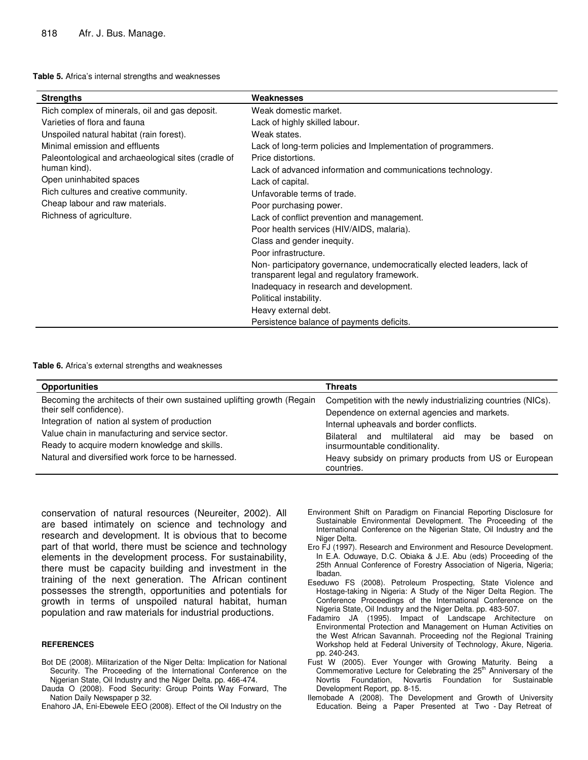**Table 5.** Africa's internal strengths and weaknesses

| Strengths | Weaknesses |
|---|---|
| Rich complex of minerals, oil and gas deposit. | Weak domestic market. |
| Varieties of flora and fauna | Lack of highly skilled labour. |
| Unspoiled natural habitat (rain forest). | Weak states. |
| Minimal emission and effluents | Lack of long-term policies and Implementation of programmers. |
| Paleontological and archaeological sites (cradle of human kind). | Price distortions. |
| Open uninhabited spaces | Lack of advanced information and communications technology. |
| Rich cultures and creative community. | Lack of capital. |
| Cheap labour and raw materials. | Unfavorable terms of trade. |
| Richness of agriculture. | Poor purchasing power. |
| | Lack of conflict prevention and management. |
| | Poor health services (HIV/AIDS, malaria). |
| | Class and gender inequity. |
| | Poor infrastructure. |
| | Non- participatory governance, undemocratically elected leaders, lack of transparent legal and regulatory framework. |
| | Inadequacy in research and development. |
| | Political instability. |
| | Heavy external debt. |
| | Persistence balance of payments deficits. |

**Table 6.** Africa's external strengths and weaknesses

| Opportunities | Threats |
|---|---|
| Becoming the architects of their own sustained uplifting growth (Regain their self confidence). | Competition with the newly industrializing countries (NICs). |
| Integration of nation al system of production | Dependence on external agencies and markets. |
| Value chain in manufacturing and service sector. | Internal upheavals and border conflicts. |
| Ready to acquire modern knowledge and skills. | Bilateral and multilateral aid may be based on insurmountable conditionality. |
| Natural and diversified work force to be harnessed. | Heavy subsidy on primary products from US or European countries. |

conservation of natural resources (Neureiter, 2002). All are based intimately on science and technology and research and development. It is obvious that to become part of that world, there must be science and technology elements in the development process. For sustainability, there must be capacity building and investment in the training of the next generation. The African continent possesses the strength, opportunities and potentials for growth in terms of unspoiled natural habitat, human population and raw materials for industrial productions.

## REFERENCES

Bot DE (2008). Militarization of the Niger Delta: Implication for National Security. The Proceeding of the International Conference on the Njgerian State, Oil Industry and the Niger Delta. pp. 466-474.

Dauda O (2008). Food Security: Group Points Way Forward, The Nation Daily Newspaper p 32.

Enahoro JA, Eni-Ebewele EEO (2008). Effect of the Oil Industry on the Environment Shift on Paradigm on Financial Reporting Disclosure for Sustainable Environmental Development. The Proceeding of the International Conference on the Nigerian State, Oil Industry and the Niger Delta.

Ero FJ (1997). Research and Environment and Resource Development. In E.A. Oduwaye, D.C. Obiaka & J.E. Abu (eds) Proceeding of the 25th Annual Conference of Forestry Association of Nigeria, Nigeria; Ibadan.

Eseduwo FS (2008). Petroleum Prospecting, State Violence and Hostage-taking in Nigeria: A Study of the Niger Delta Region. The Conference Proceedings of the International Conference on the Nigeria State, Oil Industry and the Niger Delta. pp. 483-507.

Fadamiro JA (1995). Impact of Landscape Architecture on Environmental Protection and Management on Human Activities on the West African Savannah. Proceeding nof the Regional Training Workshop held at Federal University of Technology, Akure, Nigeria. pp. 240-243.

Fust W (2005). Ever Younger with Growing Maturity. Being a Commemorative Lecture for Celebrating the 25th Anniversary of the Novrtis Foundation, Novartis Foundation for Sustainable Development Report, pp. 8-15.

Ilemobade A (2008). The Development and Growth of University Education. Being a Paper Presented at Two - Day Retreat of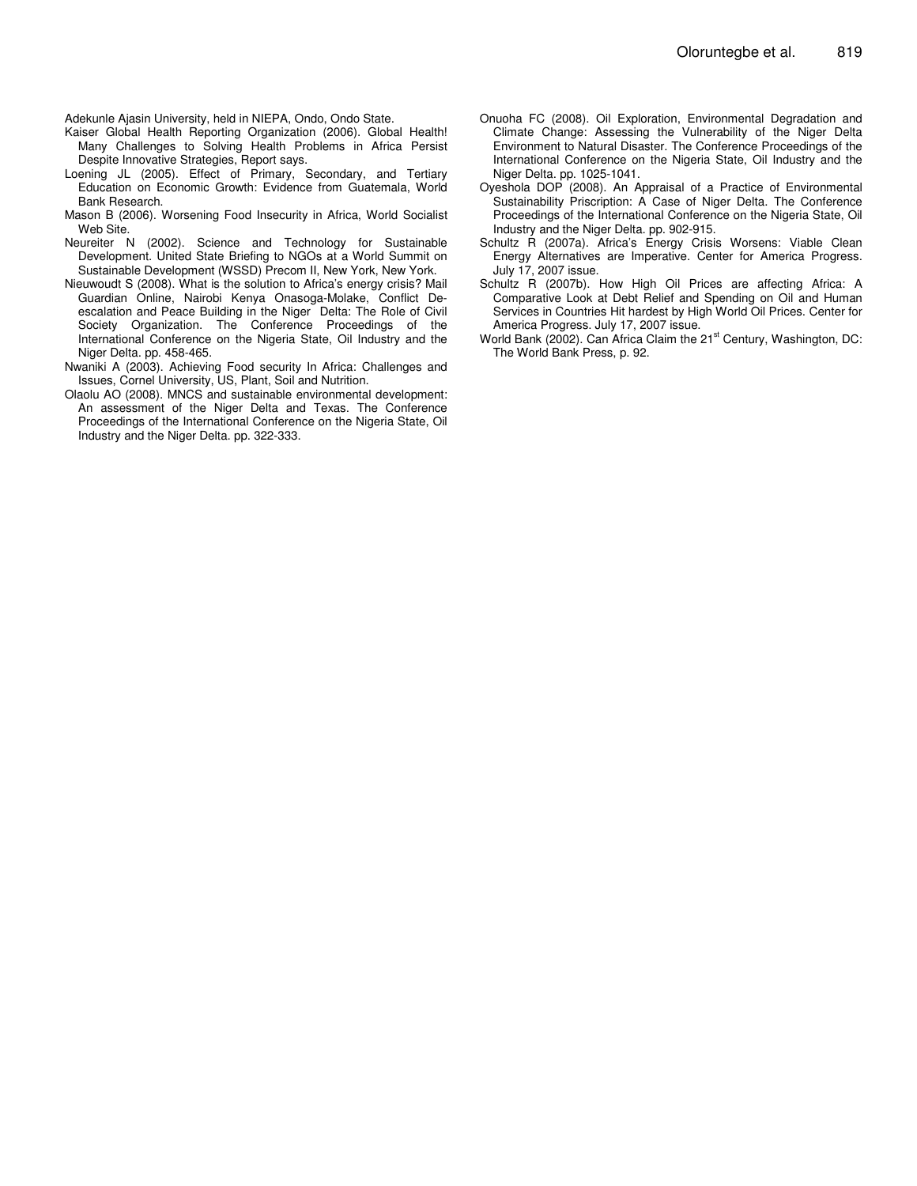Adekunle Ajasin University, held in NIEPA, Ondo, Ondo State.

Kaiser Global Health Reporting Organization (2006). Global Health! Many Challenges to Solving Health Problems in Africa Persist Despite Innovative Strategies, Report says.

Loening JL (2005). Effect of Primary, Secondary, and Tertiary Education on Economic Growth: Evidence from Guatemala, World Bank Research.

Mason B (2006). Worsening Food Insecurity in Africa, World Socialist Web Site.

Neureiter N (2002). Science and Technology for Sustainable Development. United State Briefing to NGOs at a World Summit on Sustainable Development (WSSD) Precom II, New York, New York.

Nieuwoudt S (2008). What is the solution to Africa's energy crisis? Mail Guardian Online, Nairobi Kenya Onasoga-Molake, Conflict De-escalation and Peace Building in the Niger Delta: The Role of Civil Society Organization. The Conference Proceedings of the International Conference on the Nigeria State, Oil Industry and the Niger Delta. pp. 458-465.

Nwaniki A (2003). Achieving Food security In Africa: Challenges and Issues, Cornel University, US, Plant, Soil and Nutrition.

Olaolu AO (2008). MNCS and sustainable environmental development: An assessment of the Niger Delta and Texas. The Conference Proceedings of the International Conference on the Nigeria State, Oil Industry and the Niger Delta. pp. 322-333.

Onuoha FC (2008). Oil Exploration, Environmental Degradation and Climate Change: Assessing the Vulnerability of the Niger Delta Environment to Natural Disaster. The Conference Proceedings of the International Conference on the Nigeria State, Oil Industry and the Niger Delta. pp. 1025-1041.

Oyeshola DOP (2008). An Appraisal of a Practice of Environmental Sustainability Priscription: A Case of Niger Delta. The Conference Proceedings of the International Conference on the Nigeria State, Oil Industry and the Niger Delta. pp. 902-915.

Schultz R (2007a). Africa's Energy Crisis Worsens: Viable Clean Energy Alternatives are Imperative. Center for America Progress. July 17, 2007 issue.

Schultz R (2007b). How High Oil Prices are affecting Africa: A Comparative Look at Debt Relief and Spending on Oil and Human Services in Countries Hit hardest by High World Oil Prices. Center for America Progress. July 17, 2007 issue.

World Bank (2002). Can Africa Claim the 21st Century, Washington, DC: The World Bank Press, p. 92.